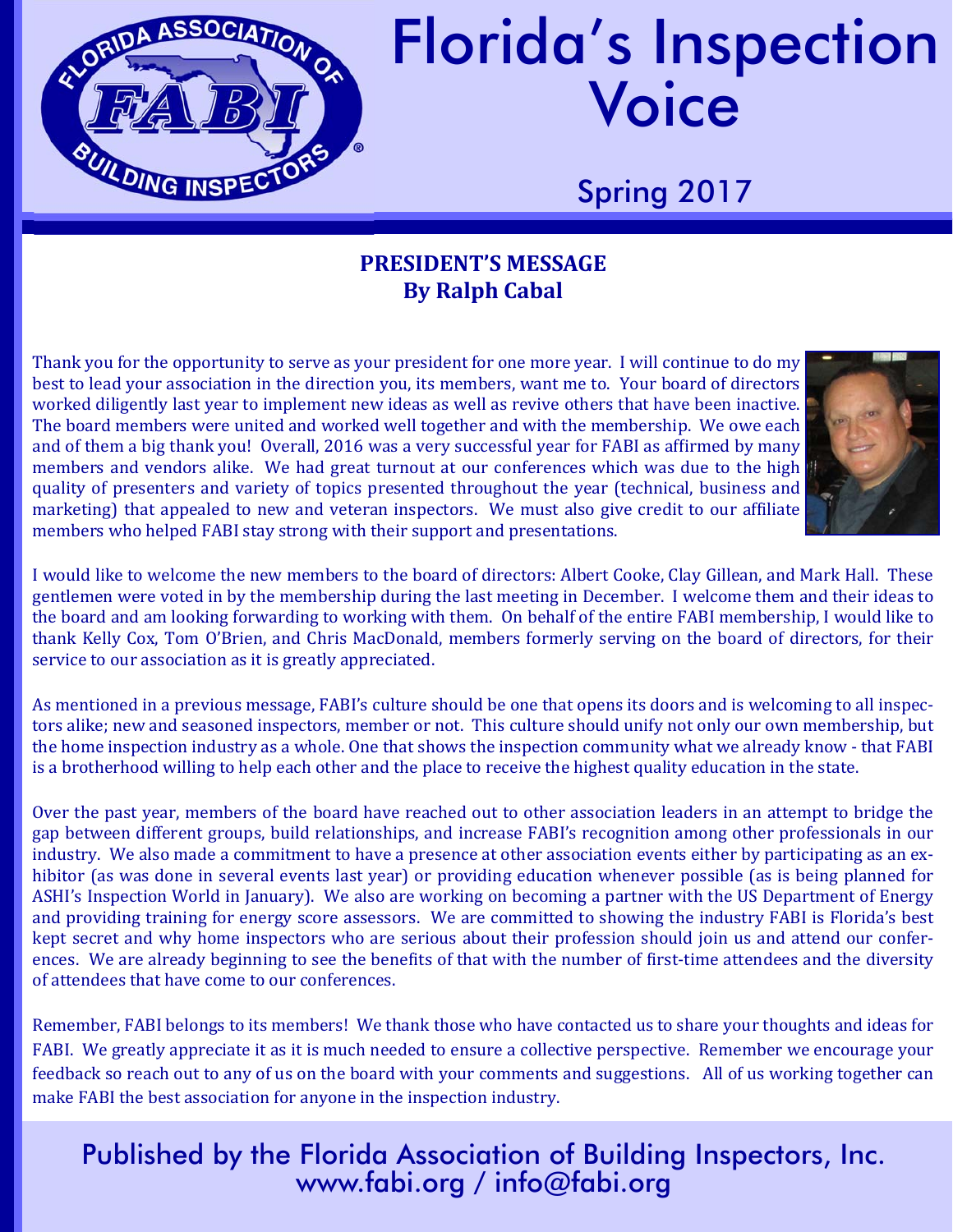# Florida's Inspection Voice

Spring 2017

## PRESIDENT'S MESSAGE
**By Ralph Cabal**

Thank you for the opportunity to serve as your president for one more year. I will continue to do my best to lead your association in the direction you, its members, want me to. Your board of directors worked diligently last year to implement new ideas as well as revive others that have been inactive. The board members were united and worked well together and with the membership. We owe each and of them a big thank you! Overall, 2016 was a very successful year for FABI as affirmed by many members and vendors alike. We had great turnout at our conferences which was due to the high quality of presenters and variety of topics presented throughout the year (technical, business and marketing) that appealed to new and veteran inspectors. We must also give credit to our affiliate members who helped FABI stay strong with their support and presentations.

I would like to welcome the new members to the board of directors: Albert Cooke, Clay Gillean, and Mark Hall. These gentlemen were voted in by the membership during the last meeting in December. I welcome them and their ideas to the board and am looking forwarding to working with them. On behalf of the entire FABI membership, I would like to thank Kelly Cox, Tom O'Brien, and Chris MacDonald, members formerly serving on the board of directors, for their service to our association as it is greatly appreciated.

As mentioned in a previous message, FABI's culture should be one that opens its doors and is welcoming to all inspectors alike; new and seasoned inspectors, member or not. This culture should unify not only our own membership, but the home inspection industry as a whole. One that shows the inspection community what we already know - that FABI is a brotherhood willing to help each other and the place to receive the highest quality education in the state.

Over the past year, members of the board have reached out to other association leaders in an attempt to bridge the gap between different groups, build relationships, and increase FABI's recognition among other professionals in our industry. We also made a commitment to have a presence at other association events either by participating as an exhibitor (as was done in several events last year) or providing education whenever possible (as is being planned for ASHI's Inspection World in January). We also are working on becoming a partner with the US Department of Energy and providing training for energy score assessors. We are committed to showing the industry FABI is Florida's best kept secret and why home inspectors who are serious about their profession should join us and attend our conferences. We are already beginning to see the benefits of that with the number of first-time attendees and the diversity of attendees that have come to our conferences.

Remember, FABI belongs to its members! We thank those who have contacted us to share your thoughts and ideas for FABI. We greatly appreciate it as it is much needed to ensure a collective perspective. Remember we encourage your feedback so reach out to any of us on the board with your comments and suggestions. All of us working together can make FABI the best association for anyone in the inspection industry.

Published by the Florida Association of Building Inspectors, Inc.
www.fabi.org / info@fabi.org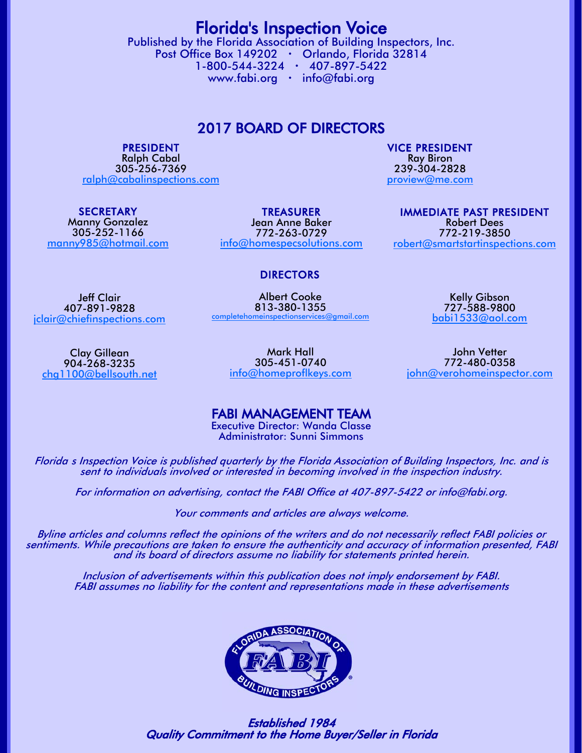# Florida's Inspection Voice

Published by the Florida Association of Building Inspectors, Inc.
Post Office Box 149202 · Orlando, Florida 32814
1-800-544-3224 · 407-897-5422
www.fabi.org · info@fabi.org

## 2017 BOARD OF DIRECTORS

**PRESIDENT**
Ralph Cabal
305-256-7369
ralph@cabalinspections.com

**VICE PRESIDENT**
Ray Biron
239-304-2828
proview@me.com

**SECRETARY**
Manny Gonzalez
305-252-1166
manny985@hotmail.com

**TREASURER**
Jean Anne Baker
772-263-0729
info@homespecsolutions.com

**IMMEDIATE PAST PRESIDENT**
Robert Dees
772-219-3850
robert@smartstartinspections.com

### DIRECTORS

Jeff Clair
407-891-9828
jclair@chiefinspections.com

Albert Cooke
813-380-1355
completehomeinspectionservices@gmail.com

Kelly Gibson
727-588-9800
babi1533@aol.com

Clay Gillean
904-268-3235
chg1100@bellsouth.net

Mark Hall
305-451-0740
info@homeproflkeys.com

John Vetter
772-480-0358
john@verohomeinspector.com

## FABI MANAGEMENT TEAM

Executive Director: Wanda Classe
Administrator: Sunni Simmons

*Florida s Inspection Voice is published quarterly by the Florida Association of Building Inspectors, Inc. and is sent to individuals involved or interested in becoming involved in the inspection industry.*

*For information on advertising, contact the FABI Office at 407-897-5422 or info@fabi.org.*

*Your comments and articles are always welcome.*

*Byline articles and columns reflect the opinions of the writers and do not necessarily reflect FABI policies or sentiments. While precautions are taken to ensure the authenticity and accuracy of information presented, FABI and its board of directors assume no liability for statements printed herein.*

*Inclusion of advertisements within this publication does not imply endorsement by FABI. FABI assumes no liability for the content and representations made in these advertisements*

***Established 1984***
***Quality Commitment to the Home Buyer/Seller in Florida***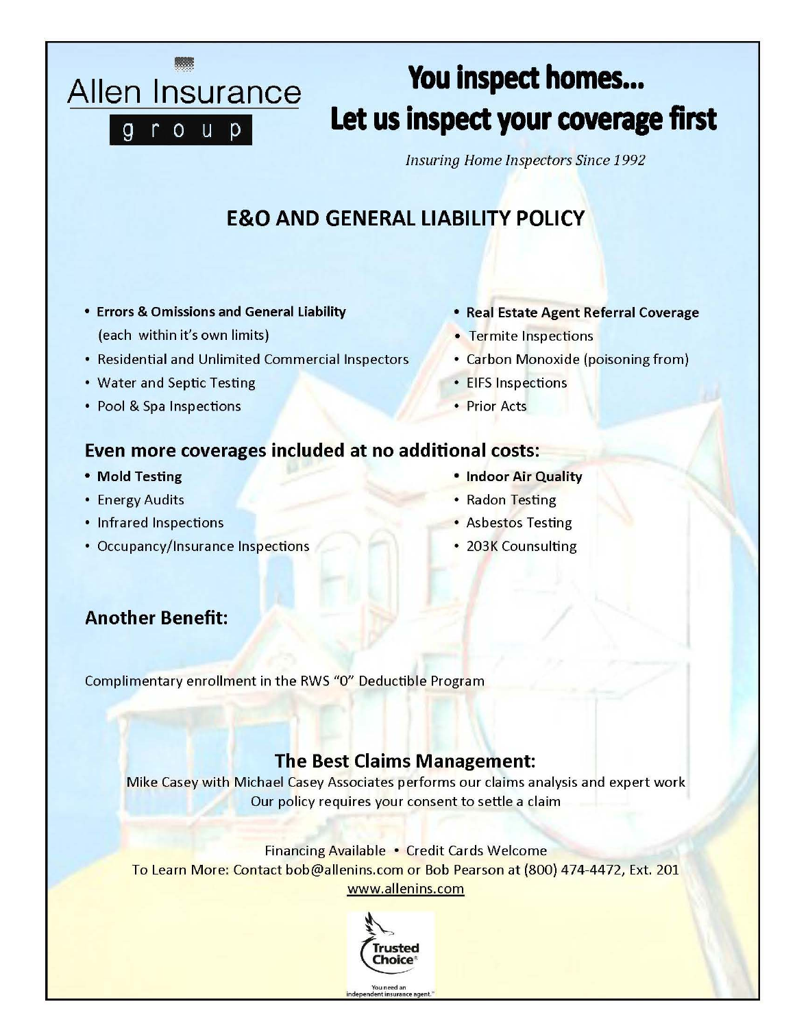Allen Insurance

group

# You inspect homes...
# Let us inspect your coverage first

*Insuring Home Inspectors Since 1992*

## E&O AND GENERAL LIABILITY POLICY

- **Errors & Omissions and General Liability** (each within it's own limits)
- Residential and Unlimited Commercial Inspectors
- Water and Septic Testing
- Pool & Spa Inspections
- **Real Estate Agent Referral Coverage**
- Termite Inspections
- Carbon Monoxide (poisoning from)
- EIFS Inspections
- Prior Acts

## Even more coverages included at no additional costs:

- **Mold Testing**
- Energy Audits
- Infrared Inspections
- Occupancy/Insurance Inspections
- **Indoor Air Quality**
- Radon Testing
- Asbestos Testing
- 203K Counsulting

## Another Benefit:

Complimentary enrollment in the RWS "0" Deductible Program

## The Best Claims Management:

Mike Casey with Michael Casey Associates performs our claims analysis and expert work
Our policy requires your consent to settle a claim

Financing Available • Credit Cards Welcome
To Learn More: Contact bob@allenins.com or Bob Pearson at (800) 474-4472, Ext. 201
www.allenins.com

Trusted Choice®
You need an independent insurance agent.™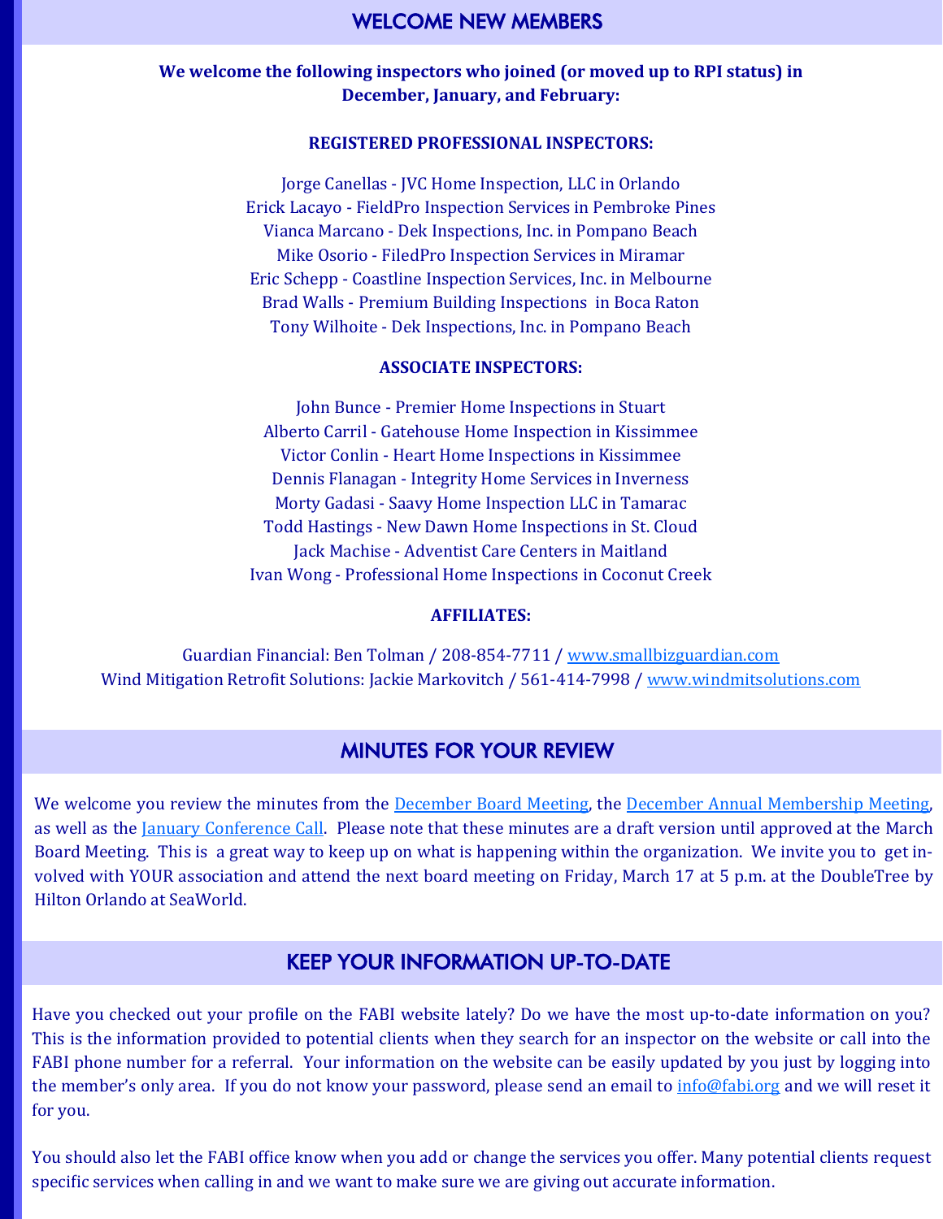## WELCOME NEW MEMBERS

**We welcome the following inspectors who joined (or moved up to RPI status) in December, January, and February:**

**REGISTERED PROFESSIONAL INSPECTORS:**

Jorge Canellas - JVC Home Inspection, LLC in Orlando
Erick Lacayo - FieldPro Inspection Services in Pembroke Pines
Vianca Marcano - Dek Inspections, Inc. in Pompano Beach
Mike Osorio - FiledPro Inspection Services in Miramar
Eric Schepp - Coastline Inspection Services, Inc. in Melbourne
Brad Walls - Premium Building Inspections in Boca Raton
Tony Wilhoite - Dek Inspections, Inc. in Pompano Beach

**ASSOCIATE INSPECTORS:**

John Bunce - Premier Home Inspections in Stuart
Alberto Carril - Gatehouse Home Inspection in Kissimmee
Victor Conlin - Heart Home Inspections in Kissimmee
Dennis Flanagan - Integrity Home Services in Inverness
Morty Gadasi - Saavy Home Inspection LLC in Tamarac
Todd Hastings - New Dawn Home Inspections in St. Cloud
Jack Machise - Adventist Care Centers in Maitland
Ivan Wong - Professional Home Inspections in Coconut Creek

**AFFILIATES:**

Guardian Financial: Ben Tolman / 208-854-7711 / www.smallbizguardian.com
Wind Mitigation Retrofit Solutions: Jackie Markovitch / 561-414-7998 / www.windmitsolutions.com

## MINUTES FOR YOUR REVIEW

We welcome you review the minutes from the December Board Meeting, the December Annual Membership Meeting, as well as the January Conference Call. Please note that these minutes are a draft version until approved at the March Board Meeting. This is a great way to keep up on what is happening within the organization. We invite you to get involved with YOUR association and attend the next board meeting on Friday, March 17 at 5 p.m. at the DoubleTree by Hilton Orlando at SeaWorld.

## KEEP YOUR INFORMATION UP-TO-DATE

Have you checked out your profile on the FABI website lately? Do we have the most up-to-date information on you? This is the information provided to potential clients when they search for an inspector on the website or call into the FABI phone number for a referral. Your information on the website can be easily updated by you just by logging into the member's only area. If you do not know your password, please send an email to info@fabi.org and we will reset it for you.

You should also let the FABI office know when you add or change the services you offer. Many potential clients request specific services when calling in and we want to make sure we are giving out accurate information.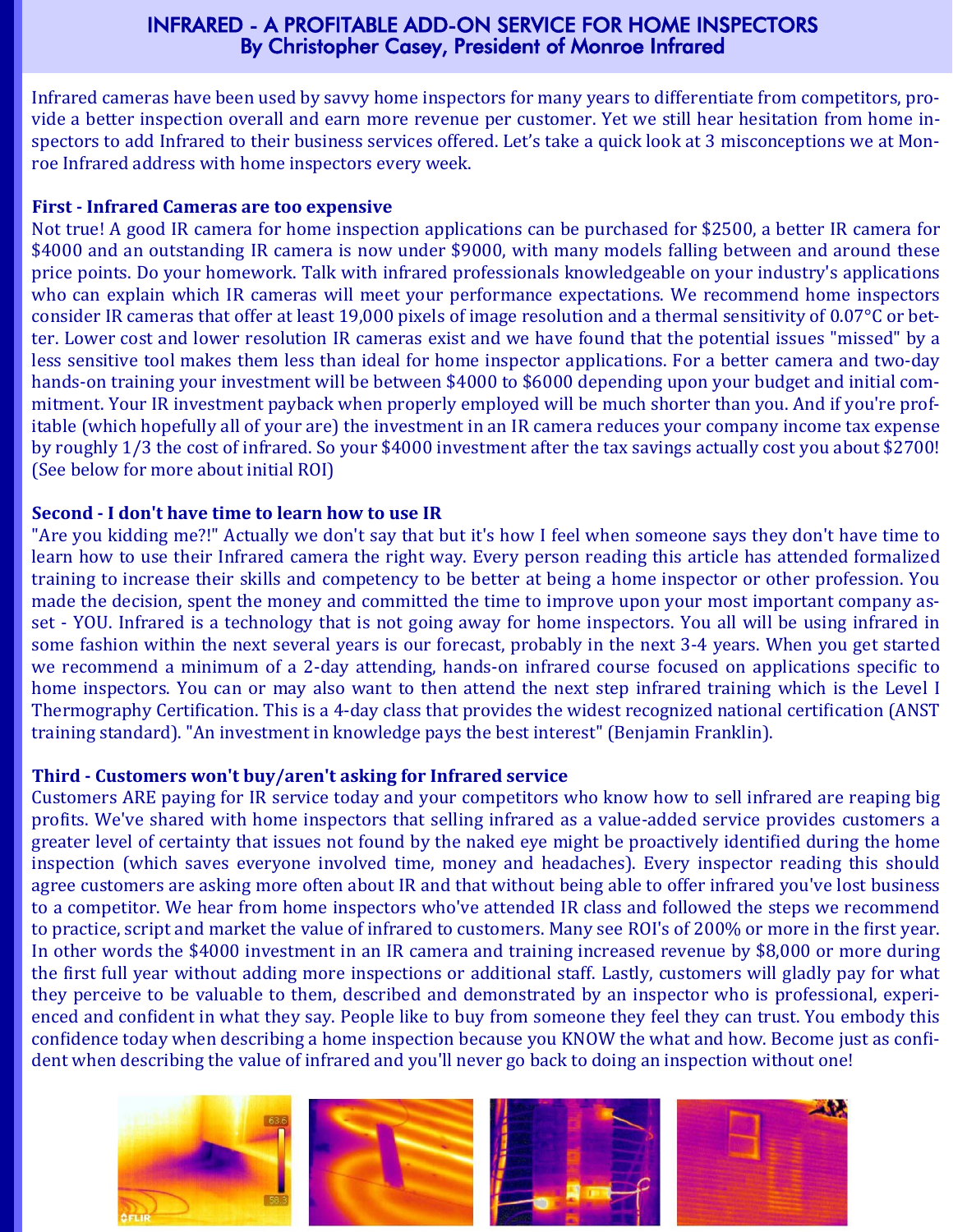# INFRARED - A PROFITABLE ADD-ON SERVICE FOR HOME INSPECTORS
## By Christopher Casey, President of Monroe Infrared

Infrared cameras have been used by savvy home inspectors for many years to differentiate from competitors, provide a better inspection overall and earn more revenue per customer. Yet we still hear hesitation from home inspectors to add Infrared to their business services offered. Let's take a quick look at 3 misconceptions we at Monroe Infrared address with home inspectors every week.

**First - Infrared Cameras are too expensive**

Not true! A good IR camera for home inspection applications can be purchased for $2500, a better IR camera for $4000 and an outstanding IR camera is now under $9000, with many models falling between and around these price points. Do your homework. Talk with infrared professionals knowledgeable on your industry's applications who can explain which IR cameras will meet your performance expectations. We recommend home inspectors consider IR cameras that offer at least 19,000 pixels of image resolution and a thermal sensitivity of 0.07°C or better. Lower cost and lower resolution IR cameras exist and we have found that the potential issues "missed" by a less sensitive tool makes them less than ideal for home inspector applications. For a better camera and two-day hands-on training your investment will be between $4000 to $6000 depending upon your budget and initial commitment. Your IR investment payback when properly employed will be much shorter than you. And if you're profitable (which hopefully all of your are) the investment in an IR camera reduces your company income tax expense by roughly 1/3 the cost of infrared. So your $4000 investment after the tax savings actually cost you about $2700! (See below for more about initial ROI)

**Second - I don't have time to learn how to use IR**

"Are you kidding me?!" Actually we don't say that but it's how I feel when someone says they don't have time to learn how to use their Infrared camera the right way. Every person reading this article has attended formalized training to increase their skills and competency to be better at being a home inspector or other profession. You made the decision, spent the money and committed the time to improve upon your most important company asset - YOU. Infrared is a technology that is not going away for home inspectors. You all will be using infrared in some fashion within the next several years is our forecast, probably in the next 3-4 years. When you get started we recommend a minimum of a 2-day attending, hands-on infrared course focused on applications specific to home inspectors. You can or may also want to then attend the next step infrared training which is the Level I Thermography Certification. This is a 4-day class that provides the widest recognized national certification (ANST training standard). "An investment in knowledge pays the best interest" (Benjamin Franklin).

**Third - Customers won't buy/aren't asking for Infrared service**

Customers ARE paying for IR service today and your competitors who know how to sell infrared are reaping big profits. We've shared with home inspectors that selling infrared as a value-added service provides customers a greater level of certainty that issues not found by the naked eye might be proactively identified during the home inspection (which saves everyone involved time, money and headaches). Every inspector reading this should agree customers are asking more often about IR and that without being able to offer infrared you've lost business to a competitor. We hear from home inspectors who've attended IR class and followed the steps we recommend to practice, script and market the value of infrared to customers. Many see ROI's of 200% or more in the first year. In other words the $4000 investment in an IR camera and training increased revenue by $8,000 or more during the first full year without adding more inspections or additional staff. Lastly, customers will gladly pay for what they perceive to be valuable to them, described and demonstrated by an inspector who is professional, experienced and confident in what they say. People like to buy from someone they feel they can trust. You embody this confidence today when describing a home inspection because you KNOW the what and how. Become just as confident when describing the value of infrared and you'll never go back to doing an inspection without one!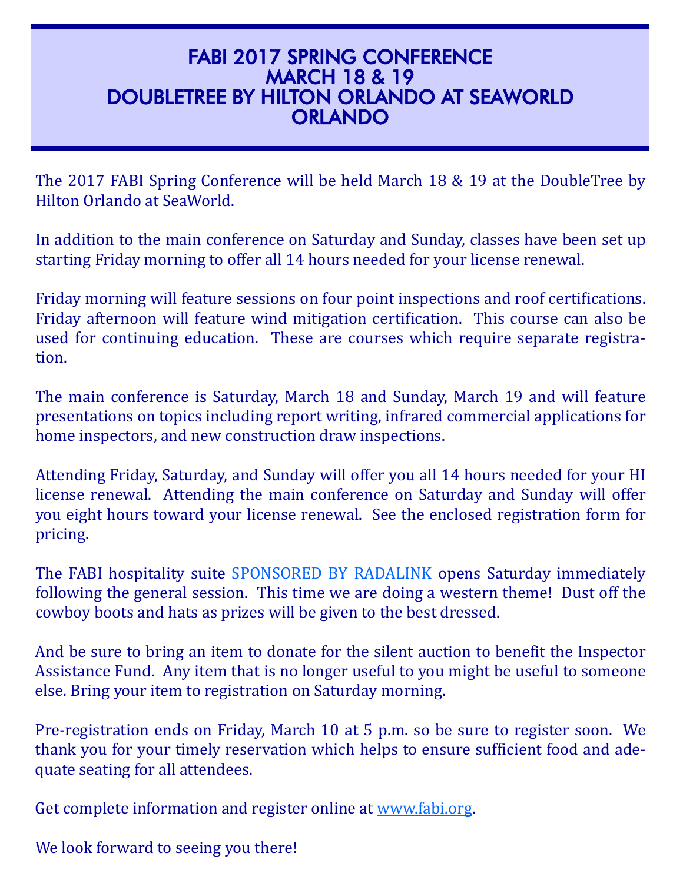# FABI 2017 SPRING CONFERENCE
# MARCH 18 & 19
# DOUBLETREE BY HILTON ORLANDO AT SEAWORLD ORLANDO

The 2017 FABI Spring Conference will be held March 18 & 19 at the DoubleTree by Hilton Orlando at SeaWorld.

In addition to the main conference on Saturday and Sunday, classes have been set up starting Friday morning to offer all 14 hours needed for your license renewal.

Friday morning will feature sessions on four point inspections and roof certifications. Friday afternoon will feature wind mitigation certification. This course can also be used for continuing education. These are courses which require separate registration.

The main conference is Saturday, March 18 and Sunday, March 19 and will feature presentations on topics including report writing, infrared commercial applications for home inspectors, and new construction draw inspections.

Attending Friday, Saturday, and Sunday will offer you all 14 hours needed for your HI license renewal. Attending the main conference on Saturday and Sunday will offer you eight hours toward your license renewal. See the enclosed registration form for pricing.

The FABI hospitality suite SPONSORED BY RADALINK opens Saturday immediately following the general session. This time we are doing a western theme! Dust off the cowboy boots and hats as prizes will be given to the best dressed.

And be sure to bring an item to donate for the silent auction to benefit the Inspector Assistance Fund. Any item that is no longer useful to you might be useful to someone else. Bring your item to registration on Saturday morning.

Pre-registration ends on Friday, March 10 at 5 p.m. so be sure to register soon. We thank you for your timely reservation which helps to ensure sufficient food and adequate seating for all attendees.

Get complete information and register online at www.fabi.org.

We look forward to seeing you there!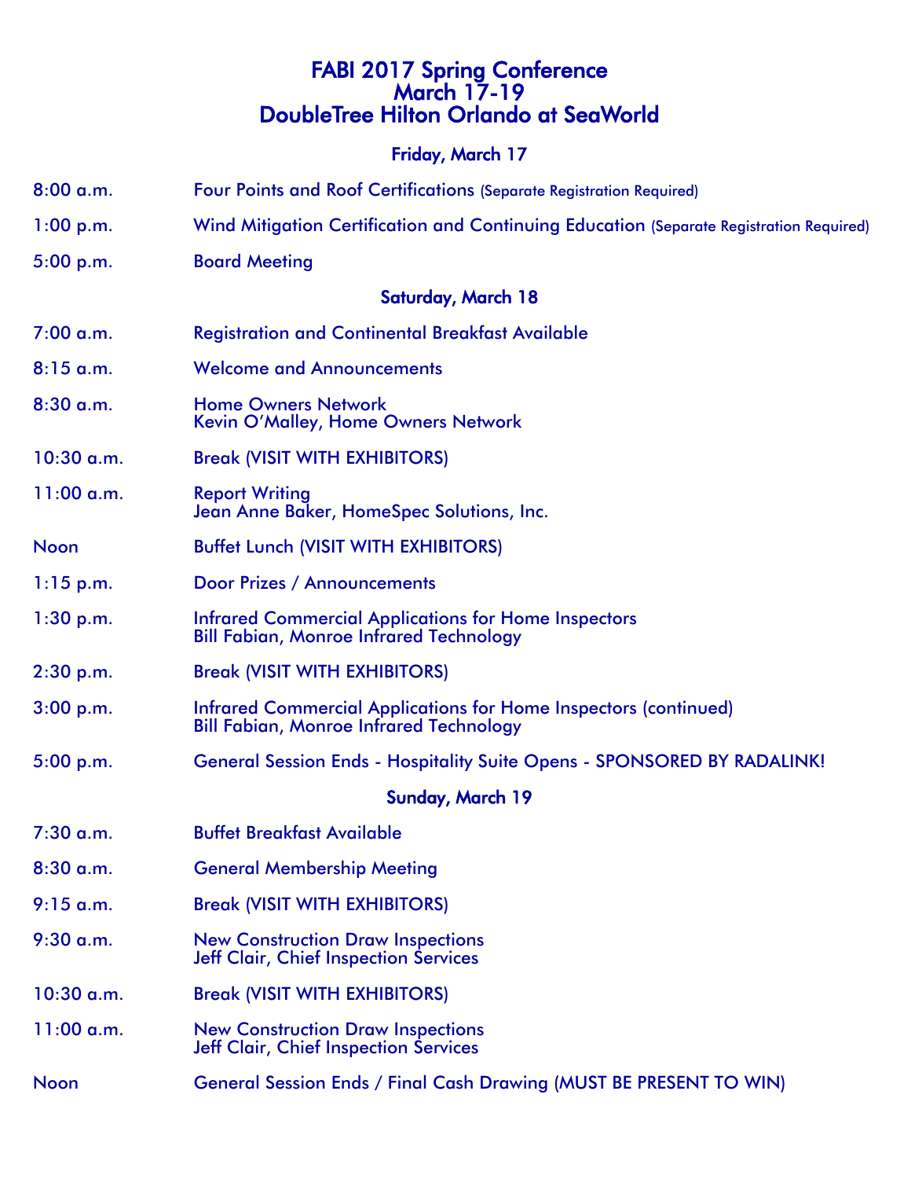# FABI 2017 Spring Conference
# March 17-19
# DoubleTree Hilton Orlando at SeaWorld

## Friday, March 17

| | |
|---|---|
| 8:00 a.m. | Four Points and Roof Certifications (Separate Registration Required) |
| 1:00 p.m. | Wind Mitigation Certification and Continuing Education (Separate Registration Required) |
| 5:00 p.m. | Board Meeting |

## Saturday, March 18

| | |
|---|---|
| 7:00 a.m. | Registration and Continental Breakfast Available |
| 8:15 a.m. | Welcome and Announcements |
| 8:30 a.m. | Home Owners Network<br>Kevin O'Malley, Home Owners Network |
| 10:30 a.m. | Break (VISIT WITH EXHIBITORS) |
| 11:00 a.m. | Report Writing<br>Jean Anne Baker, HomeSpec Solutions, Inc. |
| Noon | Buffet Lunch (VISIT WITH EXHIBITORS) |
| 1:15 p.m. | Door Prizes / Announcements |
| 1:30 p.m. | Infrared Commercial Applications for Home Inspectors<br>Bill Fabian, Monroe Infrared Technology |
| 2:30 p.m. | Break (VISIT WITH EXHIBITORS) |
| 3:00 p.m. | Infrared Commercial Applications for Home Inspectors (continued)<br>Bill Fabian, Monroe Infrared Technology |
| 5:00 p.m. | General Session Ends - Hospitality Suite Opens - SPONSORED BY RADALINK! |

## Sunday, March 19

| | |
|---|---|
| 7:30 a.m. | Buffet Breakfast Available |
| 8:30 a.m. | General Membership Meeting |
| 9:15 a.m. | Break (VISIT WITH EXHIBITORS) |
| 9:30 a.m. | New Construction Draw Inspections<br>Jeff Clair, Chief Inspection Services |
| 10:30 a.m. | Break (VISIT WITH EXHIBITORS) |
| 11:00 a.m. | New Construction Draw Inspections<br>Jeff Clair, Chief Inspection Services |
| Noon | General Session Ends / Final Cash Drawing (MUST BE PRESENT TO WIN) |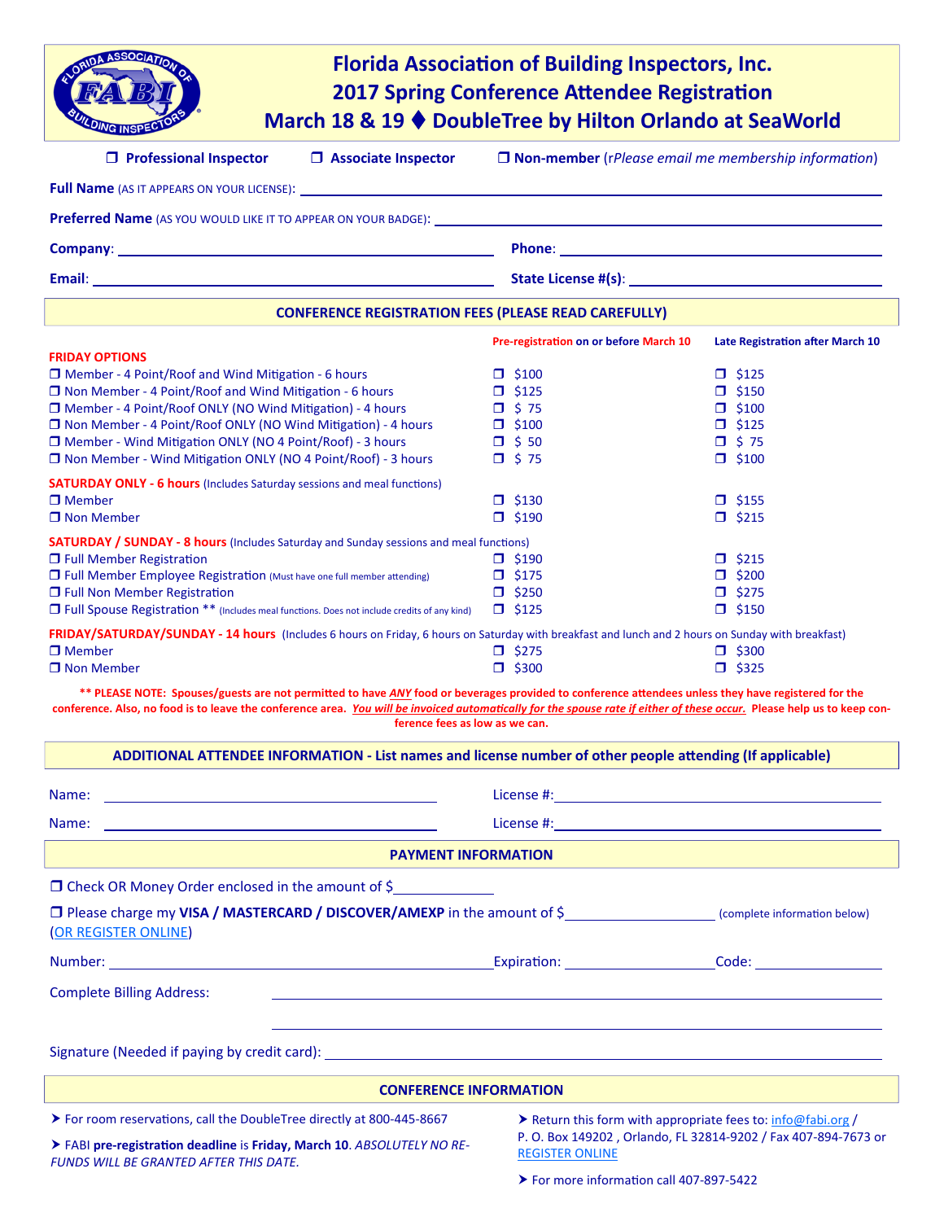# Florida Association of Building Inspectors, Inc.
# 2017 Spring Conference Attendee Registration
# March 18 & 19 ♦ DoubleTree by Hilton Orlando at SeaWorld

❒ **Professional Inspector** ❒ **Associate Inspector** ❒ **Non-member** (r*Please email me membership information*)

**Full Name** (AS IT APPEARS ON YOUR LICENSE): ______________________________

**Preferred Name** (AS YOU WOULD LIKE IT TO APPEAR ON YOUR BADGE): ______________________________

**Company**: ______________________________ **Phone**: ______________________________

**Email**: ______________________________ **State License #(s)**: ______________________________

## CONFERENCE REGISTRATION FEES (PLEASE READ CAREFULLY)

| | Pre-registration on or before March 10 | Late Registration after March 10 |
|---|---|---|
| **FRIDAY OPTIONS** | | |
| ❒ Member - 4 Point/Roof and Wind Mitigation - 6 hours | ❒ $100 | ❒ $125 |
| ❒ Non Member - 4 Point/Roof and Wind Mitigation - 6 hours | ❒ $125 | ❒ $150 |
| ❒ Member - 4 Point/Roof ONLY (NO Wind Mitigation) - 4 hours | ❒ $ 75 | ❒ $100 |
| ❒ Non Member - 4 Point/Roof ONLY (NO Wind Mitigation) - 4 hours | ❒ $100 | ❒ $125 |
| ❒ Member - Wind Mitigation ONLY (NO 4 Point/Roof) - 3 hours | ❒ $ 50 | ❒ $ 75 |
| ❒ Non Member - Wind Mitigation ONLY (NO 4 Point/Roof) - 3 hours | ❒ $ 75 | ❒ $100 |
| **SATURDAY ONLY - 6 hours** (Includes Saturday sessions and meal functions) | | |
| ❒ Member | ❒ $130 | ❒ $155 |
| ❒ Non Member | ❒ $190 | ❒ $215 |
| **SATURDAY / SUNDAY - 8 hours** (Includes Saturday and Sunday sessions and meal functions) | | |
| ❒ Full Member Registration | ❒ $190 | ❒ $215 |
| ❒ Full Member Employee Registration (Must have one full member attending) | ❒ $175 | ❒ $200 |
| ❒ Full Non Member Registration | ❒ $250 | ❒ $275 |
| ❒ Full Spouse Registration ** (Includes meal functions. Does not include credits of any kind) | ❒ $125 | ❒ $150 |
| **FRIDAY/SATURDAY/SUNDAY - 14 hours** (Includes 6 hours on Friday, 6 hours on Saturday with breakfast and lunch and 2 hours on Sunday with breakfast) | | |
| ❒ Member | ❒ $275 | ❒ $300 |
| ❒ Non Member | ❒ $300 | ❒ $325 |

**** PLEASE NOTE: Spouses/guests are not permitted to have *ANY* food or beverages provided to conference attendees unless they have registered for the conference. Also, no food is to leave the conference area. *You will be invoiced automatically for the spouse rate if either of these occur.* Please help us to keep conference fees as low as we can.**

## ADDITIONAL ATTENDEE INFORMATION - List names and license number of other people attending (If applicable)

Name: ______________________________ License #: ______________________________

Name: ______________________________ License #: ______________________________

## PAYMENT INFORMATION

❒ Check OR Money Order enclosed in the amount of $__________

❒ Please charge my **VISA / MASTERCARD / DISCOVER/AMEXP** in the amount of $__________ (complete information below) (OR REGISTER ONLINE)

Number: ______________________________ Expiration: __________ Code: __________

Complete Billing Address: ______________________________

______________________________

Signature (Needed if paying by credit card): ______________________________

## CONFERENCE INFORMATION

- For room reservations, call the DoubleTree directly at 800-445-8667
- FABI **pre-registration deadline** is **Friday, March 10**. *ABSOLUTELY NO REFUNDS WILL BE GRANTED AFTER THIS DATE.*
- Return this form with appropriate fees to: info@fabi.org / P. O. Box 149202 , Orlando, FL 32814-9202 / Fax 407-894-7673 or REGISTER ONLINE
- For more information call 407-897-5422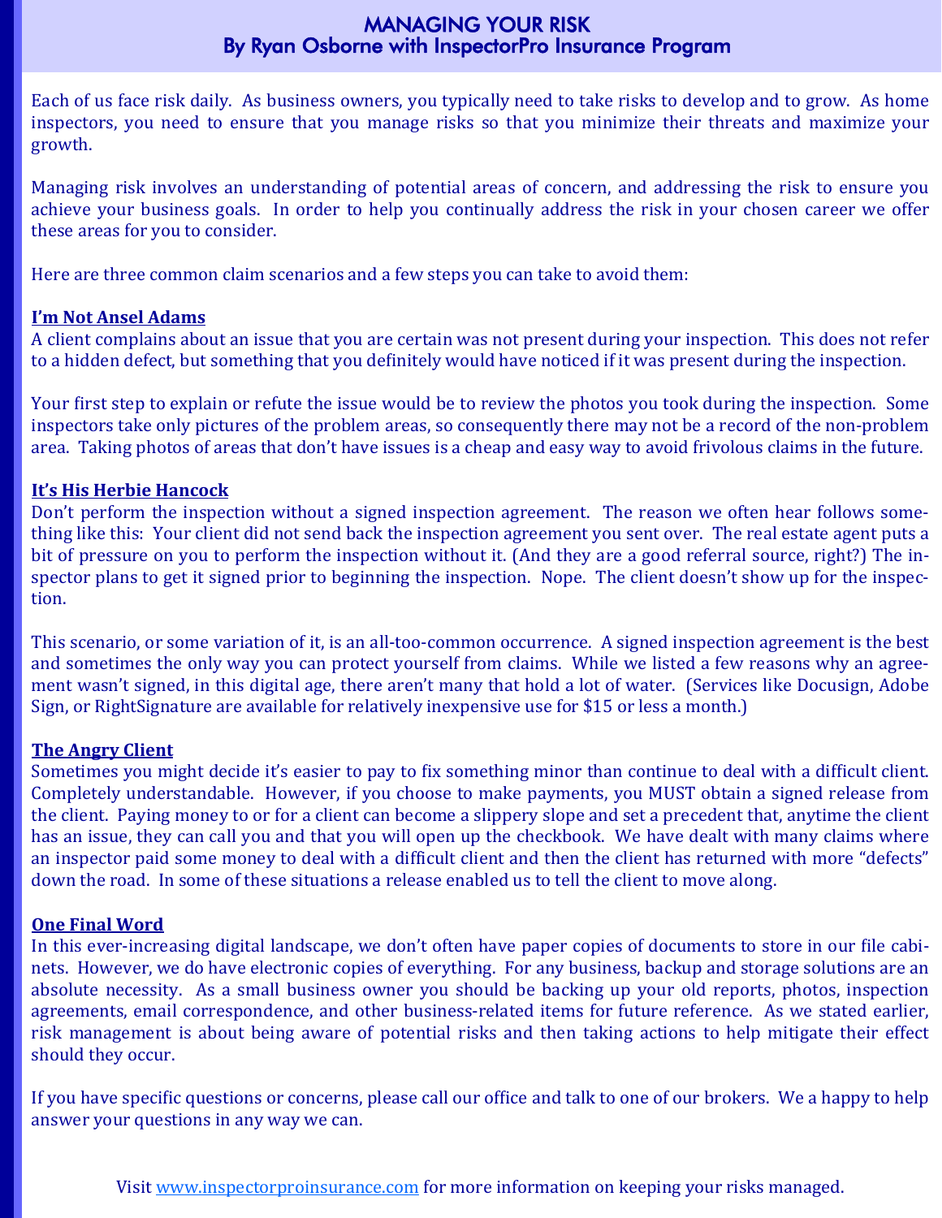# MANAGING YOUR RISK
## By Ryan Osborne with InspectorPro Insurance Program

Each of us face risk daily. As business owners, you typically need to take risks to develop and to grow. As home inspectors, you need to ensure that you manage risks so that you minimize their threats and maximize your growth.

Managing risk involves an understanding of potential areas of concern, and addressing the risk to ensure you achieve your business goals. In order to help you continually address the risk in your chosen career we offer these areas for you to consider.

Here are three common claim scenarios and a few steps you can take to avoid them:

### I'm Not Ansel Adams

A client complains about an issue that you are certain was not present during your inspection. This does not refer to a hidden defect, but something that you definitely would have noticed if it was present during the inspection.

Your first step to explain or refute the issue would be to review the photos you took during the inspection. Some inspectors take only pictures of the problem areas, so consequently there may not be a record of the non-problem area. Taking photos of areas that don't have issues is a cheap and easy way to avoid frivolous claims in the future.

### It's His Herbie Hancock

Don't perform the inspection without a signed inspection agreement. The reason we often hear follows something like this: Your client did not send back the inspection agreement you sent over. The real estate agent puts a bit of pressure on you to perform the inspection without it. (And they are a good referral source, right?) The inspector plans to get it signed prior to beginning the inspection. Nope. The client doesn't show up for the inspection.

This scenario, or some variation of it, is an all-too-common occurrence. A signed inspection agreement is the best and sometimes the only way you can protect yourself from claims. While we listed a few reasons why an agreement wasn't signed, in this digital age, there aren't many that hold a lot of water. (Services like Docusign, Adobe Sign, or RightSignature are available for relatively inexpensive use for $15 or less a month.)

### The Angry Client

Sometimes you might decide it's easier to pay to fix something minor than continue to deal with a difficult client. Completely understandable. However, if you choose to make payments, you MUST obtain a signed release from the client. Paying money to or for a client can become a slippery slope and set a precedent that, anytime the client has an issue, they can call you and that you will open up the checkbook. We have dealt with many claims where an inspector paid some money to deal with a difficult client and then the client has returned with more "defects" down the road. In some of these situations a release enabled us to tell the client to move along.

### One Final Word

In this ever-increasing digital landscape, we don't often have paper copies of documents to store in our file cabinets. However, we do have electronic copies of everything. For any business, backup and storage solutions are an absolute necessity. As a small business owner you should be backing up your old reports, photos, inspection agreements, email correspondence, and other business-related items for future reference. As we stated earlier, risk management is about being aware of potential risks and then taking actions to help mitigate their effect should they occur.

If you have specific questions or concerns, please call our office and talk to one of our brokers. We a happy to help answer your questions in any way we can.

Visit www.inspectorproinsurance.com for more information on keeping your risks managed.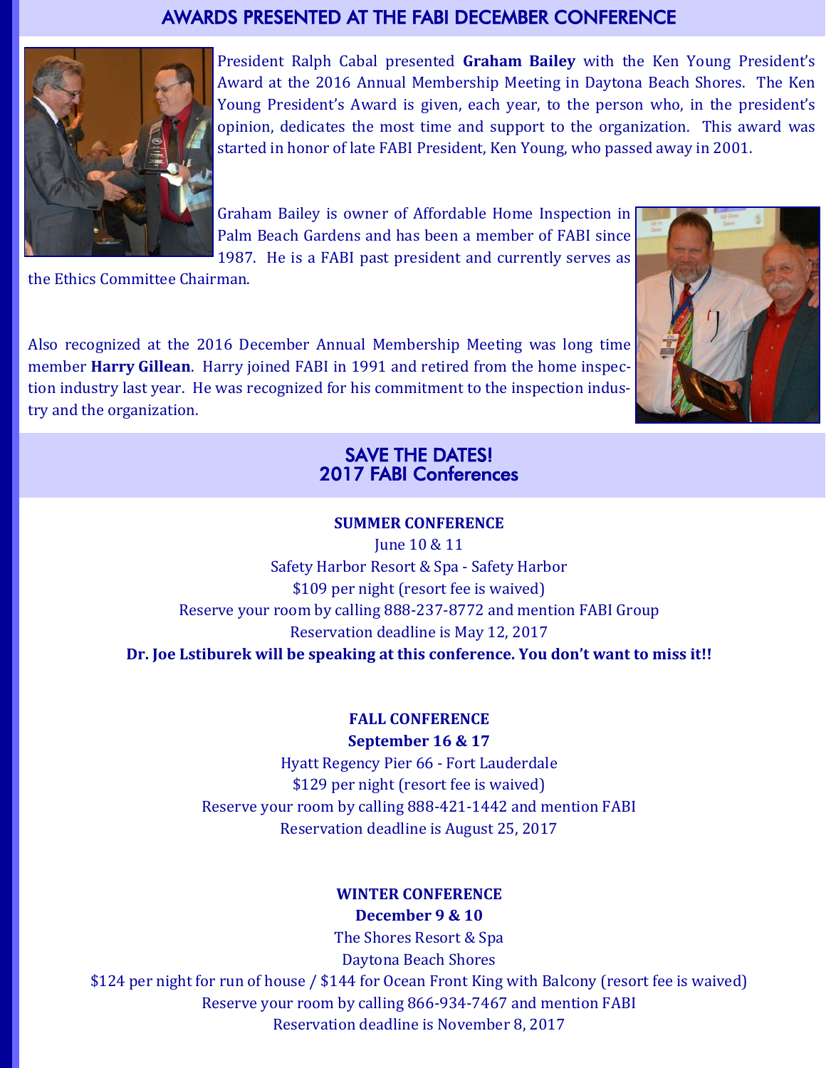## AWARDS PRESENTED AT THE FABI DECEMBER CONFERENCE

President Ralph Cabal presented **Graham Bailey** with the Ken Young President's Award at the 2016 Annual Membership Meeting in Daytona Beach Shores. The Ken Young President's Award is given, each year, to the person who, in the president's opinion, dedicates the most time and support to the organization. This award was started in honor of late FABI President, Ken Young, who passed away in 2001.

Graham Bailey is owner of Affordable Home Inspection in Palm Beach Gardens and has been a member of FABI since 1987. He is a FABI past president and currently serves as the Ethics Committee Chairman.

Also recognized at the 2016 December Annual Membership Meeting was long time member **Harry Gillean**. Harry joined FABI in 1991 and retired from the home inspection industry last year. He was recognized for his commitment to the inspection industry and the organization.

## SAVE THE DATES!
## 2017 FABI Conferences

**SUMMER CONFERENCE**

June 10 & 11

Safety Harbor Resort & Spa - Safety Harbor

$109 per night (resort fee is waived)

Reserve your room by calling 888-237-8772 and mention FABI Group

Reservation deadline is May 12, 2017

**Dr. Joe Lstiburek will be speaking at this conference. You don't want to miss it!!**

**FALL CONFERENCE**

**September 16 & 17**

Hyatt Regency Pier 66 - Fort Lauderdale

$129 per night (resort fee is waived)

Reserve your room by calling 888-421-1442 and mention FABI

Reservation deadline is August 25, 2017

**WINTER CONFERENCE**

**December 9 & 10**

The Shores Resort & Spa

Daytona Beach Shores

$124 per night for run of house / $144 for Ocean Front King with Balcony (resort fee is waived)

Reserve your room by calling 866-934-7467 and mention FABI

Reservation deadline is November 8, 2017